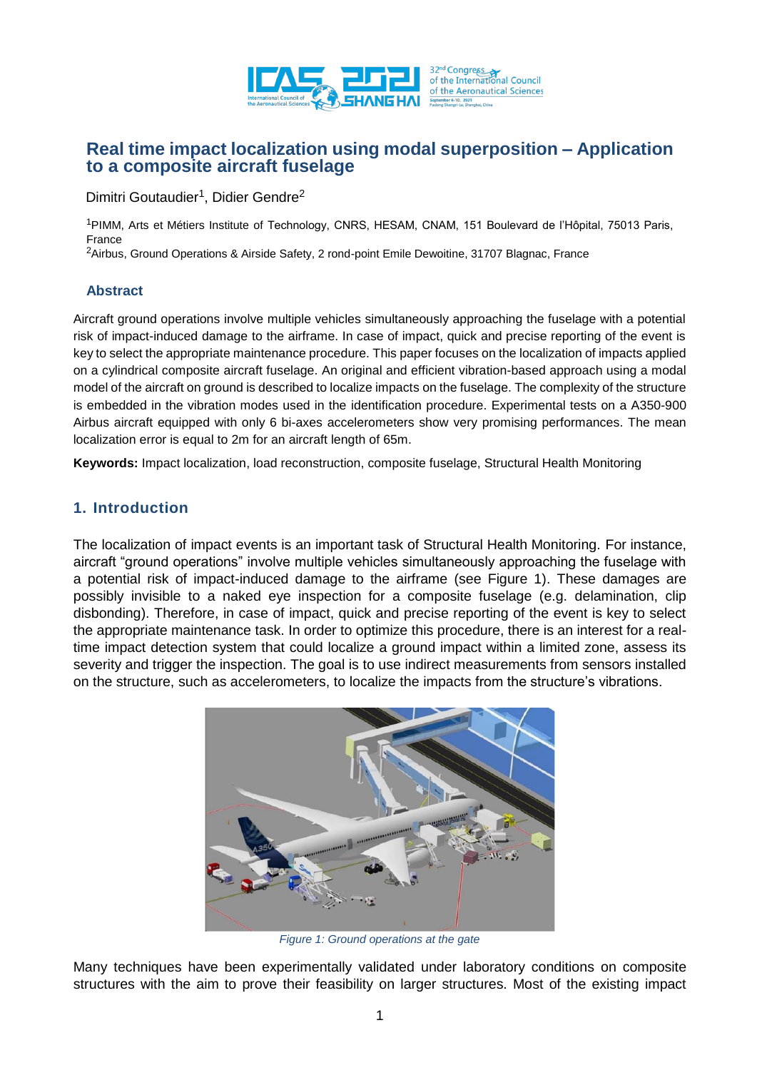# Real time impact localization using modal superposition – Application to a composite aircraft fuselage

Dimitri Goutaudier[1], Didier Gendre[2]

[1]PIMM, Arts et Métiers Institute of Technology, CNRS, HESAM, CNAM, 151 Boulevard de l'Hôpital, 75013 Paris, France

[2]Airbus, Ground Operations & Airside Safety, 2 rond-point Emile Dewoitine, 31707 Blagnac, France

## Abstract

Aircraft ground operations involve multiple vehicles simultaneously approaching the fuselage with a potential risk of impact-induced damage to the airframe. In case of impact, quick and precise reporting of the event is key to select the appropriate maintenance procedure. This paper focuses on the localization of impacts applied on a cylindrical composite aircraft fuselage. An original and efficient vibration-based approach using a modal model of the aircraft on ground is described to localize impacts on the fuselage. The complexity of the structure is embedded in the vibration modes used in the identification procedure. Experimental tests on a A350-900 Airbus aircraft equipped with only 6 bi-axes accelerometers show very promising performances. The mean localization error is equal to 2m for an aircraft length of 65m.

**Keywords:** Impact localization, load reconstruction, composite fuselage, Structural Health Monitoring

## 1. Introduction

The localization of impact events is an important task of Structural Health Monitoring. For instance, aircraft "ground operations" involve multiple vehicles simultaneously approaching the fuselage with a potential risk of impact-induced damage to the airframe (see Figure 1). These damages are possibly invisible to a naked eye inspection for a composite fuselage (e.g. delamination, clip disbonding). Therefore, in case of impact, quick and precise reporting of the event is key to select the appropriate maintenance task. In order to optimize this procedure, there is an interest for a real-time impact detection system that could localize a ground impact within a limited zone, assess its severity and trigger the inspection. The goal is to use indirect measurements from sensors installed on the structure, such as accelerometers, to localize the impacts from the structure's vibrations.

*Figure 1: Ground operations at the gate*

Many techniques have been experimentally validated under laboratory conditions on composite structures with the aim to prove their feasibility on larger structures. Most of the existing impact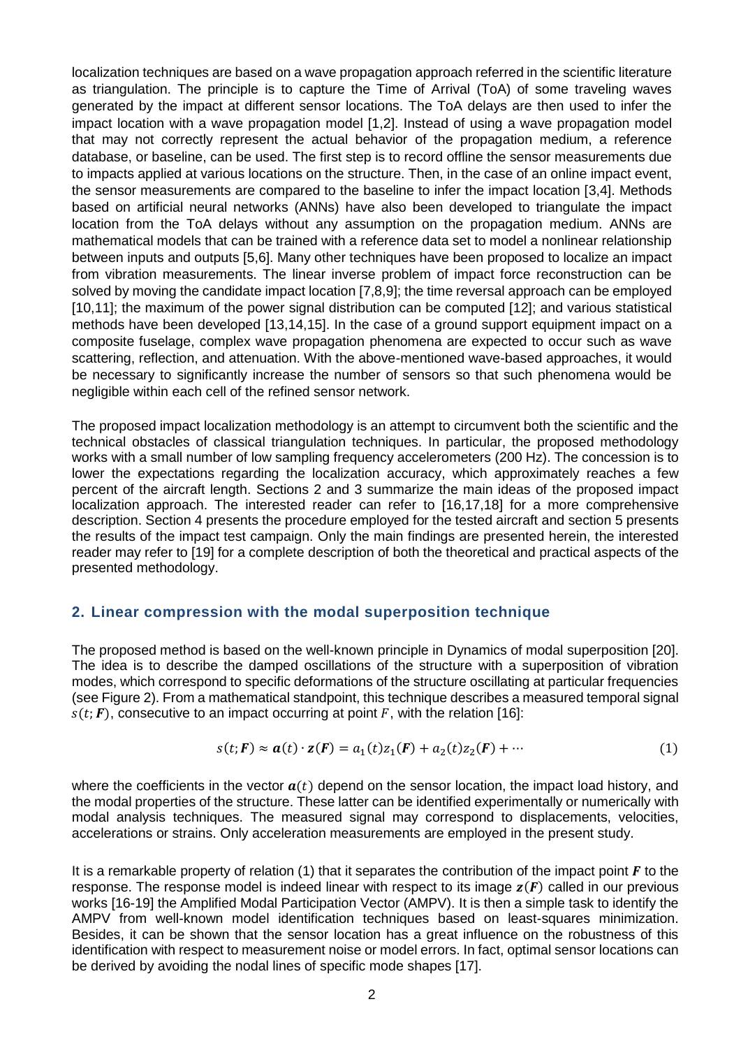localization techniques are based on a wave propagation approach referred in the scientific literature as triangulation. The principle is to capture the Time of Arrival (ToA) of some traveling waves generated by the impact at different sensor locations. The ToA delays are then used to infer the impact location with a wave propagation model [1,2]. Instead of using a wave propagation model that may not correctly represent the actual behavior of the propagation medium, a reference database, or baseline, can be used. The first step is to record offline the sensor measurements due to impacts applied at various locations on the structure. Then, in the case of an online impact event, the sensor measurements are compared to the baseline to infer the impact location [3,4]. Methods based on artificial neural networks (ANNs) have also been developed to triangulate the impact location from the ToA delays without any assumption on the propagation medium. ANNs are mathematical models that can be trained with a reference data set to model a nonlinear relationship between inputs and outputs [5,6]. Many other techniques have been proposed to localize an impact from vibration measurements. The linear inverse problem of impact force reconstruction can be solved by moving the candidate impact location [7,8,9]; the time reversal approach can be employed [10,11]; the maximum of the power signal distribution can be computed [12]; and various statistical methods have been developed [13,14,15]. In the case of a ground support equipment impact on a composite fuselage, complex wave propagation phenomena are expected to occur such as wave scattering, reflection, and attenuation. With the above-mentioned wave-based approaches, it would be necessary to significantly increase the number of sensors so that such phenomena would be negligible within each cell of the refined sensor network.

The proposed impact localization methodology is an attempt to circumvent both the scientific and the technical obstacles of classical triangulation techniques. In particular, the proposed methodology works with a small number of low sampling frequency accelerometers (200 Hz). The concession is to lower the expectations regarding the localization accuracy, which approximately reaches a few percent of the aircraft length. Sections 2 and 3 summarize the main ideas of the proposed impact localization approach. The interested reader can refer to [16,17,18] for a more comprehensive description. Section 4 presents the procedure employed for the tested aircraft and section 5 presents the results of the impact test campaign. Only the main findings are presented herein, the interested reader may refer to [19] for a complete description of both the theoretical and practical aspects of the presented methodology.

## 2. Linear compression with the modal superposition technique

The proposed method is based on the well-known principle in Dynamics of modal superposition [20]. The idea is to describe the damped oscillations of the structure with a superposition of vibration modes, which correspond to specific deformations of the structure oscillating at particular frequencies (see Figure 2). From a mathematical standpoint, this technique describes a measured temporal signal $s(t;\boldsymbol{F})$, consecutive to an impact occurring at point $F$, with the relation [16]:

$$s(t;\boldsymbol{F}) \approx \boldsymbol{a}(t) \cdot \boldsymbol{z}(\boldsymbol{F}) = a_1(t)z_1(\boldsymbol{F}) + a_2(t)z_2(\boldsymbol{F}) + \cdots \tag{1}$$

where the coefficients in the vector $\boldsymbol{a}(t)$ depend on the sensor location, the impact load history, and the modal properties of the structure. These latter can be identified experimentally or numerically with modal analysis techniques. The measured signal may correspond to displacements, velocities, accelerations or strains. Only acceleration measurements are employed in the present study.

It is a remarkable property of relation (1) that it separates the contribution of the impact point $\boldsymbol{F}$ to the response. The response model is indeed linear with respect to its image $\boldsymbol{z}(\boldsymbol{F})$ called in our previous works [16-19] the Amplified Modal Participation Vector (AMPV). It is then a simple task to identify the AMPV from well-known model identification techniques based on least-squares minimization. Besides, it can be shown that the sensor location has a great influence on the robustness of this identification with respect to measurement noise or model errors. In fact, optimal sensor locations can be derived by avoiding the nodal lines of specific mode shapes [17].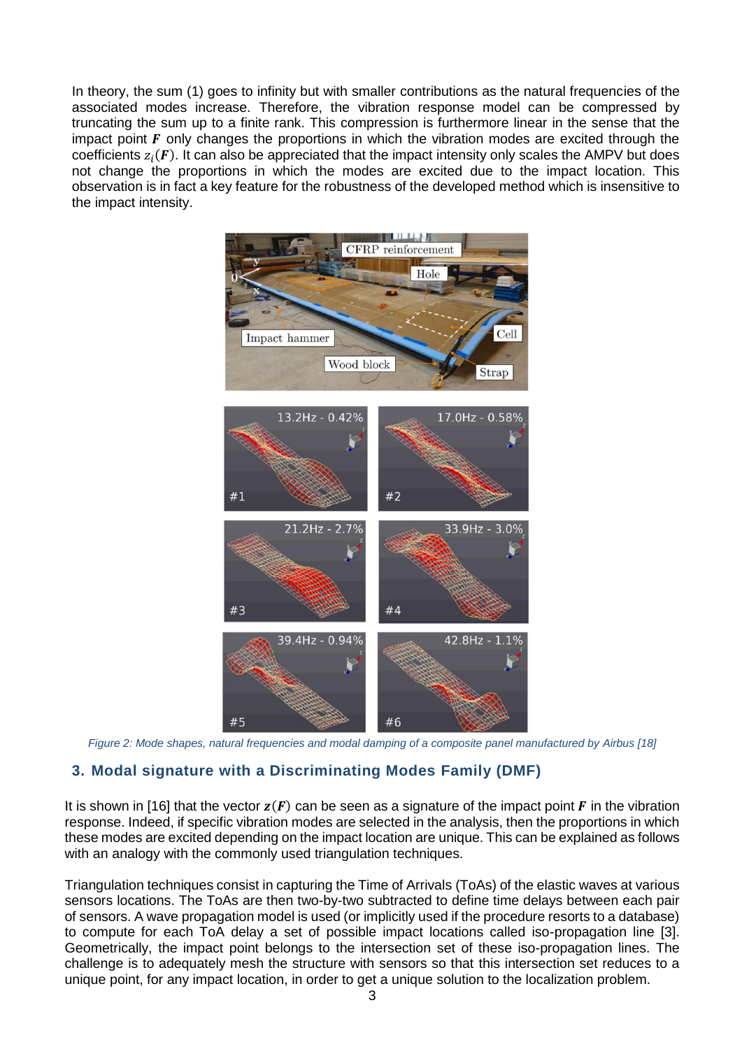In theory, the sum (1) goes to infinity but with smaller contributions as the natural frequencies of the associated modes increase. Therefore, the vibration response model can be compressed by truncating the sum up to a finite rank. This compression is furthermore linear in the sense that the impact point $\boldsymbol{F}$ only changes the proportions in which the vibration modes are excited through the coefficients $z_i(\boldsymbol{F})$. It can also be appreciated that the impact intensity only scales the AMPV but does not change the proportions in which the modes are excited due to the impact location. This observation is in fact a key feature for the robustness of the developed method which is insensitive to the impact intensity.

*Figure 2: Mode shapes, natural frequencies and modal damping of a composite panel manufactured by Airbus [18]*

## 3. Modal signature with a Discriminating Modes Family (DMF)

It is shown in [16] that the vector $\boldsymbol{z}(\boldsymbol{F})$ can be seen as a signature of the impact point $\boldsymbol{F}$ in the vibration response. Indeed, if specific vibration modes are selected in the analysis, then the proportions in which these modes are excited depending on the impact location are unique. This can be explained as follows with an analogy with the commonly used triangulation techniques.

Triangulation techniques consist in capturing the Time of Arrivals (ToAs) of the elastic waves at various sensors locations. The ToAs are then two-by-two subtracted to define time delays between each pair of sensors. A wave propagation model is used (or implicitly used if the procedure resorts to a database) to compute for each ToA delay a set of possible impact locations called iso-propagation line [3]. Geometrically, the impact point belongs to the intersection set of these iso-propagation lines. The challenge is to adequately mesh the structure with sensors so that this intersection set reduces to a unique point, for any impact location, in order to get a unique solution to the localization problem.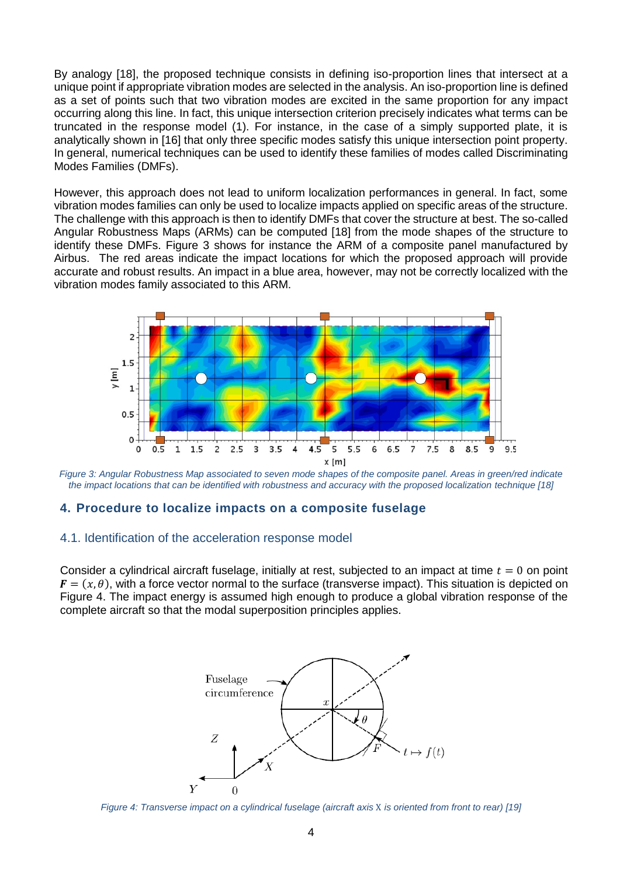By analogy [18], the proposed technique consists in defining iso-proportion lines that intersect at a unique point if appropriate vibration modes are selected in the analysis. An iso-proportion line is defined as a set of points such that two vibration modes are excited in the same proportion for any impact occurring along this line. In fact, this unique intersection criterion precisely indicates what terms can be truncated in the response model (1). For instance, in the case of a simply supported plate, it is analytically shown in [16] that only three specific modes satisfy this unique intersection point property. In general, numerical techniques can be used to identify these families of modes called Discriminating Modes Families (DMFs).

However, this approach does not lead to uniform localization performances in general. In fact, some vibration modes families can only be used to localize impacts applied on specific areas of the structure. The challenge with this approach is then to identify DMFs that cover the structure at best. The so-called Angular Robustness Maps (ARMs) can be computed [18] from the mode shapes of the structure to identify these DMFs. Figure 3 shows for instance the ARM of a composite panel manufactured by Airbus. The red areas indicate the impact locations for which the proposed approach will provide accurate and robust results. An impact in a blue area, however, may not be correctly localized with the vibration modes family associated to this ARM.

*Figure 3: Angular Robustness Map associated to seven mode shapes of the composite panel. Areas in green/red indicate the impact locations that can be identified with robustness and accuracy with the proposed localization technique [18]*

## 4. Procedure to localize impacts on a composite fuselage

### 4.1. Identification of the acceleration response model

Consider a cylindrical aircraft fuselage, initially at rest, subjected to an impact at time $t = 0$ on point $\boldsymbol{F} = (x, \theta)$, with a force vector normal to the surface (transverse impact). This situation is depicted on Figure 4. The impact energy is assumed high enough to produce a global vibration response of the complete aircraft so that the modal superposition principles applies.

*Figure 4: Transverse impact on a cylindrical fuselage (aircraft axis X is oriented from front to rear) [19]*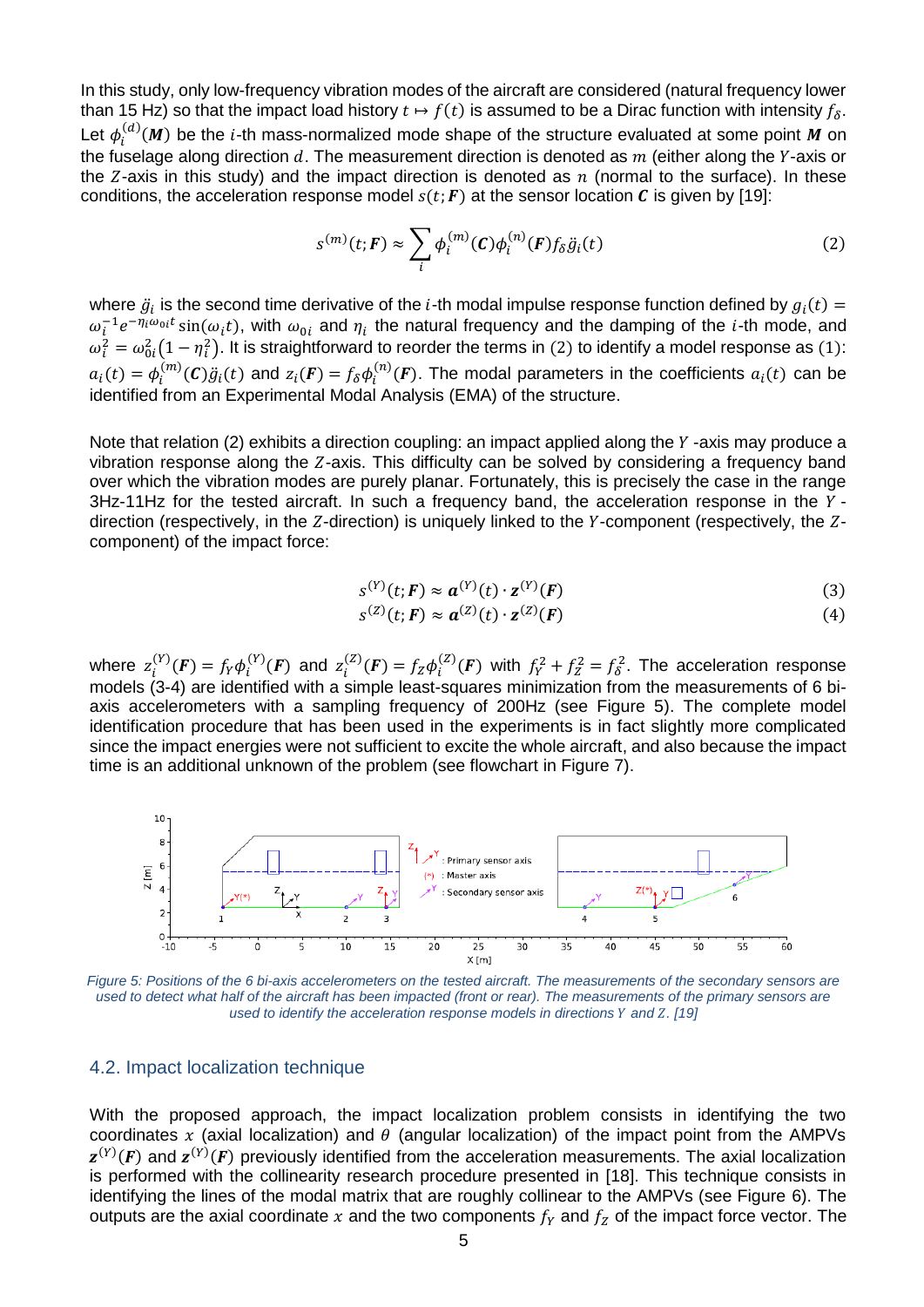In this study, only low-frequency vibration modes of the aircraft are considered (natural frequency lower than 15 Hz) so that the impact load history $t \mapsto f(t)$ is assumed to be a Dirac function with intensity $f_\delta$. Let $\phi_i^{(d)}(\boldsymbol{M})$ be the $i$-th mass-normalized mode shape of the structure evaluated at some point $\boldsymbol{M}$ on the fuselage along direction $d$. The measurement direction is denoted as $m$ (either along the $Y$-axis or the $Z$-axis in this study) and the impact direction is denoted as $n$ (normal to the surface). In these conditions, the acceleration response model $s(t;\boldsymbol{F})$ at the sensor location $\boldsymbol{C}$ is given by [19]:

$$s^{(m)}(t;\boldsymbol{F}) \approx \sum_i \phi_i^{(m)}(\boldsymbol{C})\phi_i^{(n)}(\boldsymbol{F}) f_\delta \ddot{g}_i(t) \tag{2}$$

where $\ddot{g}_i$ is the second time derivative of the $i$-th modal impulse response function defined by $g_i(t) = \omega_i^{-1} e^{-\eta_i \omega_{0i} t} \sin(\omega_i t)$, with $\omega_{0i}$ and $\eta_i$ the natural frequency and the damping of the $i$-th mode, and $\omega_i^2 = \omega_{0i}^2(1-\eta_i^2)$. It is straightforward to reorder the terms in (2) to identify a model response as (1): $a_i(t) = \phi_i^{(m)}(\boldsymbol{C})\ddot{g}_i(t)$ and $z_i(\boldsymbol{F}) = f_\delta \phi_i^{(n)}(\boldsymbol{F})$. The modal parameters in the coefficients $a_i(t)$ can be identified from an Experimental Modal Analysis (EMA) of the structure.

Note that relation (2) exhibits a direction coupling: an impact applied along the $Y$-axis may produce a vibration response along the $Z$-axis. This difficulty can be solved by considering a frequency band over which the vibration modes are purely planar. Fortunately, this is precisely the case in the range 3Hz-11Hz for the tested aircraft. In such a frequency band, the acceleration response in the $Y$-direction (respectively, in the $Z$-direction) is uniquely linked to the $Y$-component (respectively, the $Z$-component) of the impact force:

$$s^{(Y)}(t;\boldsymbol{F}) \approx \boldsymbol{a}^{(Y)}(t) \cdot \boldsymbol{z}^{(Y)}(\boldsymbol{F}) \tag{3}$$

$$s^{(Z)}(t;\boldsymbol{F}) \approx \boldsymbol{a}^{(Z)}(t) \cdot \boldsymbol{z}^{(Z)}(\boldsymbol{F}) \tag{4}$$

where $z_i^{(Y)}(\boldsymbol{F}) = f_Y \phi_i^{(Y)}(\boldsymbol{F})$ and $z_i^{(Z)}(\boldsymbol{F}) = f_Z \phi_i^{(Z)}(\boldsymbol{F})$ with $f_Y^2 + f_Z^2 = f_\delta^2$. The acceleration response models (3-4) are identified with a simple least-squares minimization from the measurements of 6 bi-axis accelerometers with a sampling frequency of 200Hz (see Figure 5). The complete model identification procedure that has been used in the experiments is in fact slightly more complicated since the impact energies were not sufficient to excite the whole aircraft, and also because the impact time is an additional unknown of the problem (see flowchart in Figure 7).

*Figure 5: Positions of the 6 bi-axis accelerometers on the tested aircraft. The measurements of the secondary sensors are used to detect what half of the aircraft has been impacted (front or rear). The measurements of the primary sensors are used to identify the acceleration response models in directions $Y$ and $Z$. [19]*

## 4.2. Impact localization technique

With the proposed approach, the impact localization problem consists in identifying the two coordinates $x$ (axial localization) and $\theta$ (angular localization) of the impact point from the AMPVs $\boldsymbol{z}^{(Y)}(\boldsymbol{F})$ and $\boldsymbol{z}^{(Y)}(\boldsymbol{F})$ previously identified from the acceleration measurements. The axial localization is performed with the collinearity research procedure presented in [18]. This technique consists in identifying the lines of the modal matrix that are roughly collinear to the AMPVs (see Figure 6). The outputs are the axial coordinate $x$ and the two components $f_Y$ and $f_Z$ of the impact force vector. The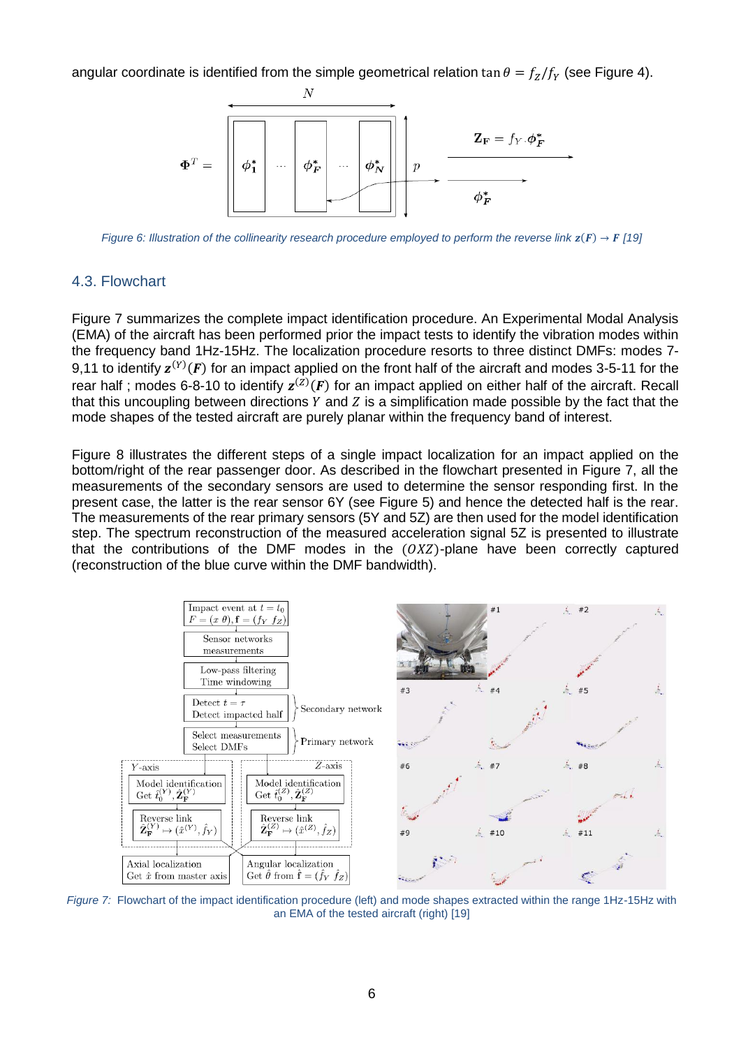angular coordinate is identified from the simple geometrical relation $\tan\theta = f_Z/f_Y$ (see Figure 4).

Figure 6: Illustration of the collinearity research procedure employed to perform the reverse link $\mathbf{z}(\boldsymbol{F}) \rightarrow \boldsymbol{F}$ [19]

## 4.3. Flowchart

Figure 7 summarizes the complete impact identification procedure. An Experimental Modal Analysis (EMA) of the aircraft has been performed prior the impact tests to identify the vibration modes within the frequency band 1Hz-15Hz. The localization procedure resorts to three distinct DMFs: modes 7-9,11 to identify $\mathbf{z}^{(Y)}(\boldsymbol{F})$ for an impact applied on the front half of the aircraft and modes 3-5-11 for the rear half ; modes 6-8-10 to identify $\mathbf{z}^{(Z)}(\boldsymbol{F})$ for an impact applied on either half of the aircraft. Recall that this uncoupling between directions $Y$ and $Z$ is a simplification made possible by the fact that the mode shapes of the tested aircraft are purely planar within the frequency band of interest.

Figure 8 illustrates the different steps of a single impact localization for an impact applied on the bottom/right of the rear passenger door. As described in the flowchart presented in Figure 7, all the measurements of the secondary sensors are used to determine the sensor responding first. In the present case, the latter is the rear sensor 6Y (see Figure 5) and hence the detected half is the rear. The measurements of the rear primary sensors (5Y and 5Z) are then used for the model identification step. The spectrum reconstruction of the measured acceleration signal 5Z is presented to illustrate that the contributions of the DMF modes in the $(OXZ)$-plane have been correctly captured (reconstruction of the blue curve within the DMF bandwidth).

Figure 7: Flowchart of the impact identification procedure (left) and mode shapes extracted within the range 1Hz-15Hz with an EMA of the tested aircraft (right) [19]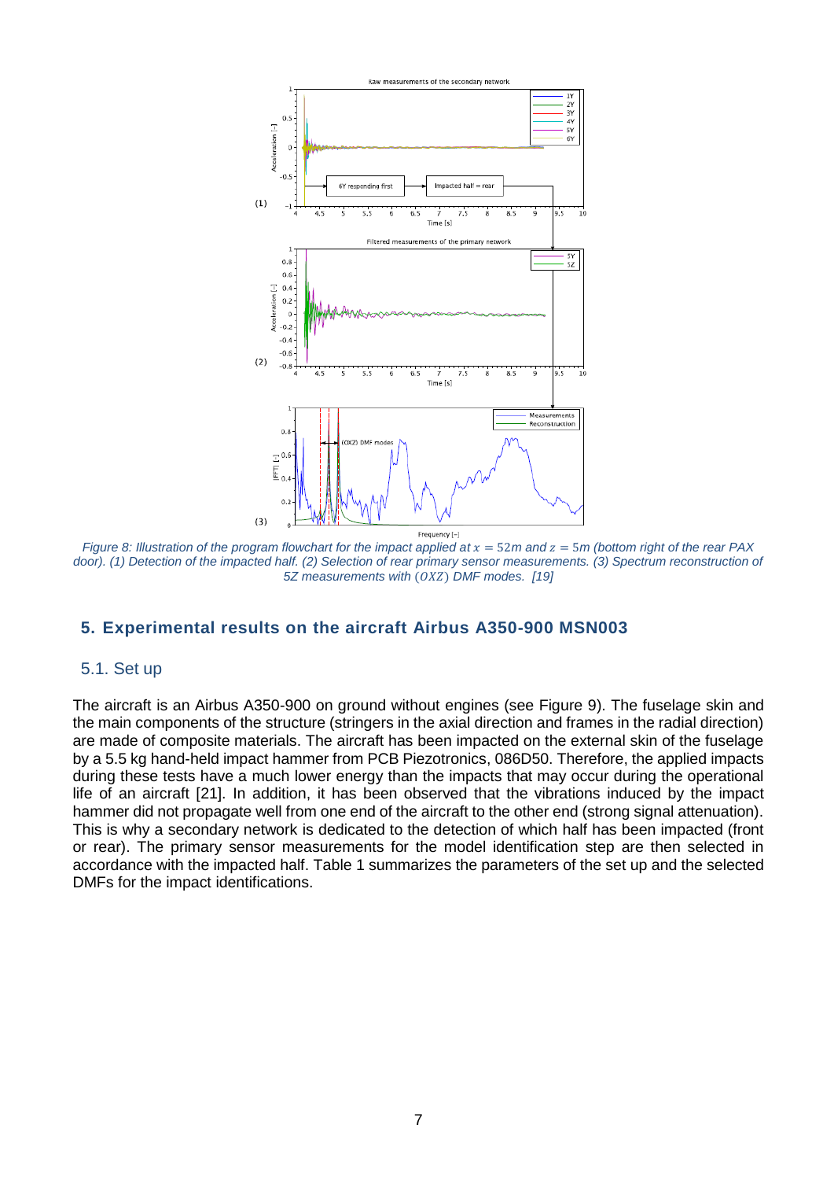Figure 8: Illustration of the program flowchart for the impact applied at $x = 52m$ and $z = 5m$ (bottom right of the rear PAX door). (1) Detection of the impacted half. (2) Selection of rear primary sensor measurements. (3) Spectrum reconstruction of 5Z measurements with $(OXZ)$ DMF modes. [19]

## 5. Experimental results on the aircraft Airbus A350-900 MSN003

### 5.1. Set up

The aircraft is an Airbus A350-900 on ground without engines (see Figure 9). The fuselage skin and the main components of the structure (stringers in the axial direction and frames in the radial direction) are made of composite materials. The aircraft has been impacted on the external skin of the fuselage by a 5.5 kg hand-held impact hammer from PCB Piezotronics, 086D50. Therefore, the applied impacts during these tests have a much lower energy than the impacts that may occur during the operational life of an aircraft [21]. In addition, it has been observed that the vibrations induced by the impact hammer did not propagate well from one end of the aircraft to the other end (strong signal attenuation). This is why a secondary network is dedicated to the detection of which half has been impacted (front or rear). The primary sensor measurements for the model identification step are then selected in accordance with the impacted half. Table 1 summarizes the parameters of the set up and the selected DMFs for the impact identifications.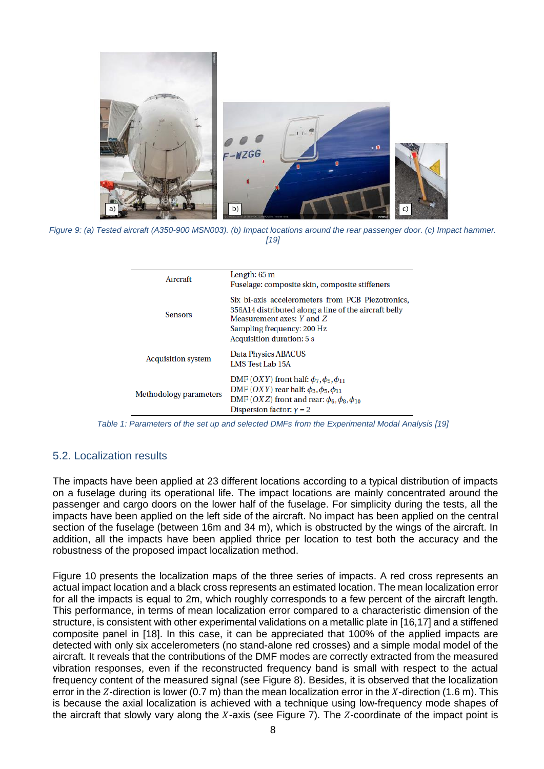Figure 9: (a) Tested aircraft (A350-900 MSN003). (b) Impact locations around the rear passenger door. (c) Impact hammer. [19]

| | |
|---|---|
| Aircraft | Length: 65 m<br>Fuselage: composite skin, composite stiffeners |
| Sensors | Six bi-axis accelerometers from PCB Piezotronics, 356A14 distributed along a line of the aircraft belly<br>Measurement axes: $Y$ and $Z$<br>Sampling frequency: 200 Hz<br>Acquisition duration: 5 s |
| Acquisition system | Data Physics ABACUS<br>LMS Test Lab 15A |
| Methodology parameters | DMF $(OXY)$ front half: $\phi_7, \phi_9, \phi_{11}$<br>DMF $(OXY)$ rear half: $\phi_3, \phi_5, \phi_{11}$<br>DMF $(OXZ)$ front and rear: $\phi_6, \phi_8, \phi_{10}$<br>Dispersion factor: $\gamma = 2$ |

Table 1: Parameters of the set up and selected DMFs from the Experimental Modal Analysis [19]

## 5.2. Localization results

The impacts have been applied at 23 different locations according to a typical distribution of impacts on a fuselage during its operational life. The impact locations are mainly concentrated around the passenger and cargo doors on the lower half of the fuselage. For simplicity during the tests, all the impacts have been applied on the left side of the aircraft. No impact has been applied on the central section of the fuselage (between 16m and 34 m), which is obstructed by the wings of the aircraft. In addition, all the impacts have been applied thrice per location to test both the accuracy and the robustness of the proposed impact localization method.

Figure 10 presents the localization maps of the three series of impacts. A red cross represents an actual impact location and a black cross represents an estimated location. The mean localization error for all the impacts is equal to 2m, which roughly corresponds to a few percent of the aircraft length. This performance, in terms of mean localization error compared to a characteristic dimension of the structure, is consistent with other experimental validations on a metallic plate in [16,17] and a stiffened composite panel in [18]. In this case, it can be appreciated that 100% of the applied impacts are detected with only six accelerometers (no stand-alone red crosses) and a simple modal model of the aircraft. It reveals that the contributions of the DMF modes are correctly extracted from the measured vibration responses, even if the reconstructed frequency band is small with respect to the actual frequency content of the measured signal (see Figure 8). Besides, it is observed that the localization error in the $Z$-direction is lower (0.7 m) than the mean localization error in the $X$-direction (1.6 m). This is because the axial localization is achieved with a technique using low-frequency mode shapes of the aircraft that slowly vary along the $X$-axis (see Figure 7). The $Z$-coordinate of the impact point is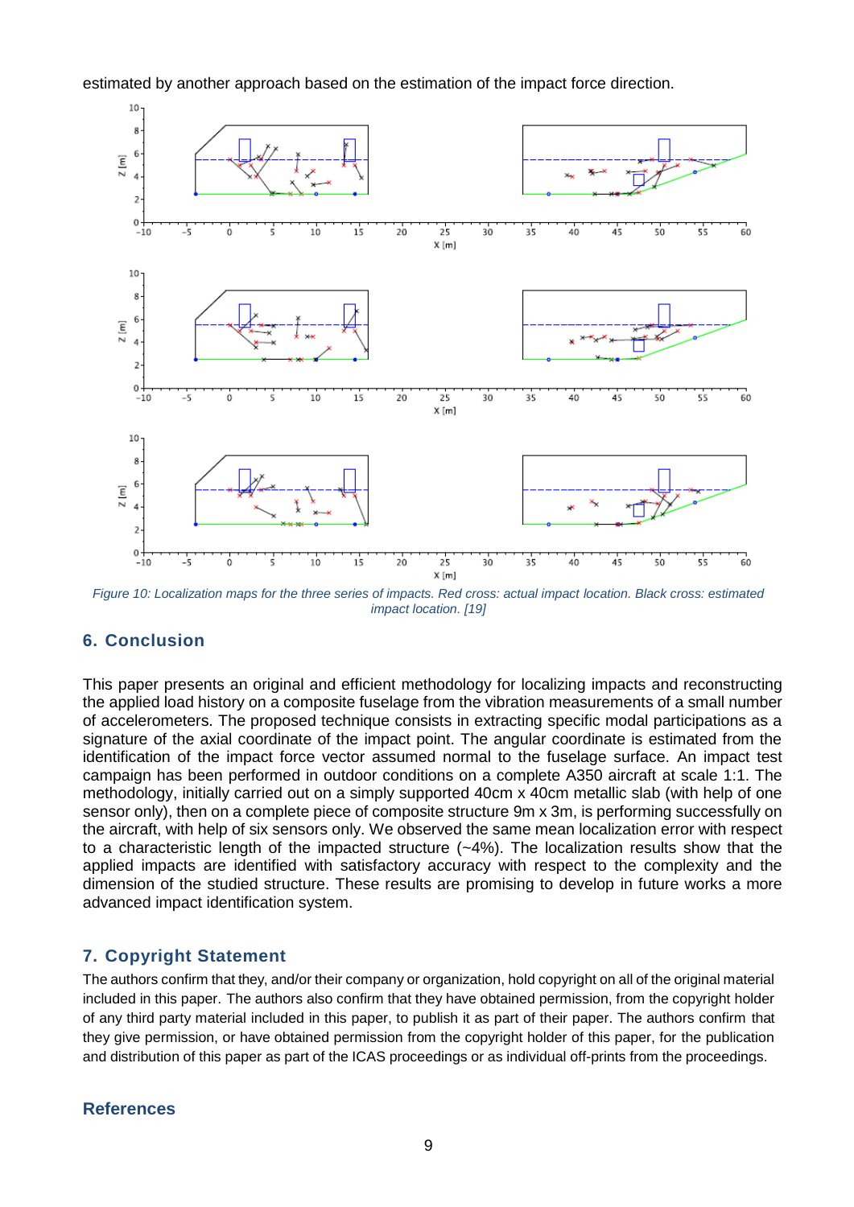estimated by another approach based on the estimation of the impact force direction.

Figure 10: Localization maps for the three series of impacts. Red cross: actual impact location. Black cross: estimated impact location. [19]

## 6. Conclusion

This paper presents an original and efficient methodology for localizing impacts and reconstructing the applied load history on a composite fuselage from the vibration measurements of a small number of accelerometers. The proposed technique consists in extracting specific modal participations as a signature of the axial coordinate of the impact point. The angular coordinate is estimated from the identification of the impact force vector assumed normal to the fuselage surface. An impact test campaign has been performed in outdoor conditions on a complete A350 aircraft at scale 1:1. The methodology, initially carried out on a simply supported 40cm x 40cm metallic slab (with help of one sensor only), then on a complete piece of composite structure 9m x 3m, is performing successfully on the aircraft, with help of six sensors only. We observed the same mean localization error with respect to a characteristic length of the impacted structure (~4%). The localization results show that the applied impacts are identified with satisfactory accuracy with respect to the complexity and the dimension of the studied structure. These results are promising to develop in future works a more advanced impact identification system.

## 7. Copyright Statement

The authors confirm that they, and/or their company or organization, hold copyright on all of the original material included in this paper. The authors also confirm that they have obtained permission, from the copyright holder of any third party material included in this paper, to publish it as part of their paper. The authors confirm that they give permission, or have obtained permission from the copyright holder of this paper, for the publication and distribution of this paper as part of the ICAS proceedings or as individual off-prints from the proceedings.

## References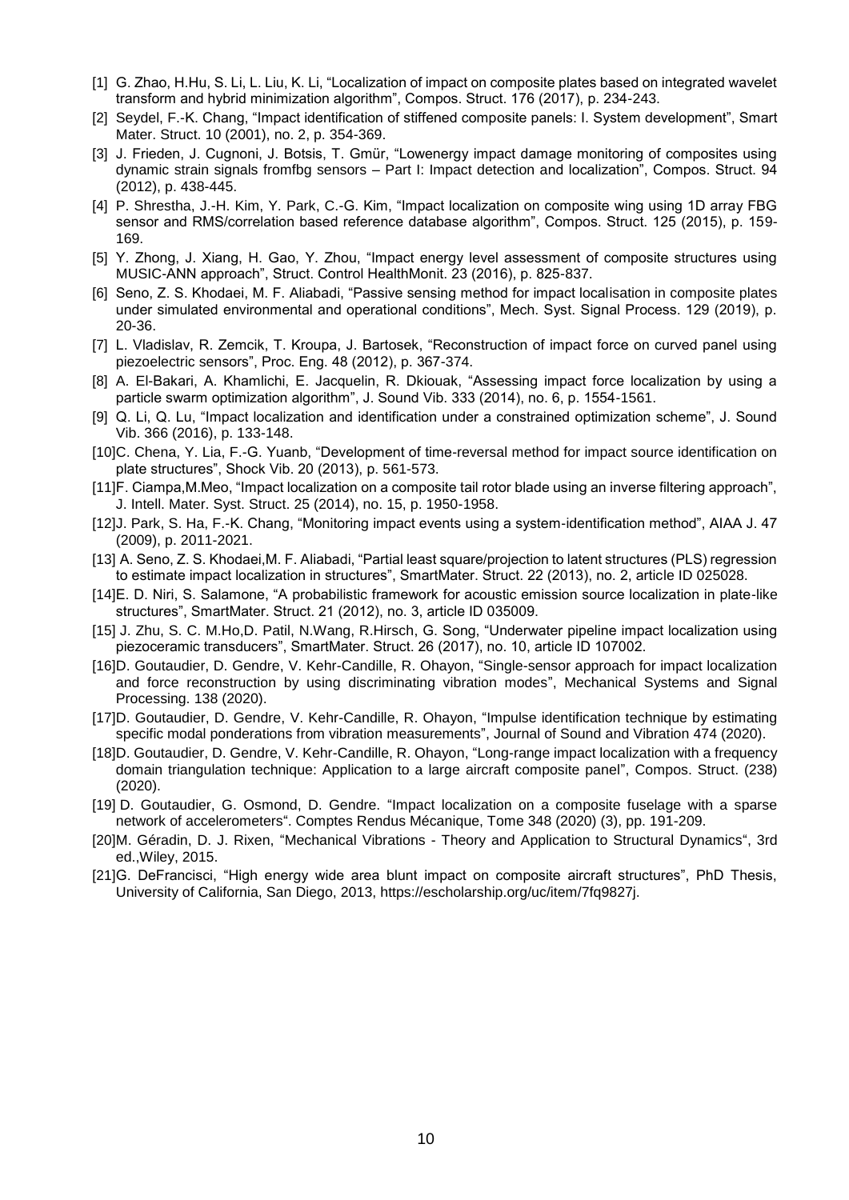[1] G. Zhao, H.Hu, S. Li, L. Liu, K. Li, “Localization of impact on composite plates based on integrated wavelet transform and hybrid minimization algorithm”, Compos. Struct. 176 (2017), p. 234-243.

[2] Seydel, F.-K. Chang, “Impact identification of stiffened composite panels: I. System development”, Smart Mater. Struct. 10 (2001), no. 2, p. 354-369.

[3] J. Frieden, J. Cugnoni, J. Botsis, T. Gmür, “Lowenergy impact damage monitoring of composites using dynamic strain signals fromfbg sensors – Part I: Impact detection and localization”, Compos. Struct. 94 (2012), p. 438-445.

[4] P. Shrestha, J.-H. Kim, Y. Park, C.-G. Kim, “Impact localization on composite wing using 1D array FBG sensor and RMS/correlation based reference database algorithm”, Compos. Struct. 125 (2015), p. 159-169.

[5] Y. Zhong, J. Xiang, H. Gao, Y. Zhou, “Impact energy level assessment of composite structures using MUSIC-ANN approach”, Struct. Control HealthMonit. 23 (2016), p. 825-837.

[6] Seno, Z. S. Khodaei, M. F. Aliabadi, “Passive sensing method for impact localisation in composite plates under simulated environmental and operational conditions”, Mech. Syst. Signal Process. 129 (2019), p. 20-36.

[7] L. Vladislav, R. Zemcik, T. Kroupa, J. Bartosek, “Reconstruction of impact force on curved panel using piezoelectric sensors”, Proc. Eng. 48 (2012), p. 367-374.

[8] A. El-Bakari, A. Khamlichi, E. Jacquelin, R. Dkiouak, “Assessing impact force localization by using a particle swarm optimization algorithm”, J. Sound Vib. 333 (2014), no. 6, p. 1554-1561.

[9] Q. Li, Q. Lu, “Impact localization and identification under a constrained optimization scheme”, J. Sound Vib. 366 (2016), p. 133-148.

[10]C. Chena, Y. Lia, F.-G. Yuanb, “Development of time-reversal method for impact source identification on plate structures”, Shock Vib. 20 (2013), p. 561-573.

[11]F. Ciampa,M.Meo, “Impact localization on a composite tail rotor blade using an inverse filtering approach”, J. Intell. Mater. Syst. Struct. 25 (2014), no. 15, p. 1950-1958.

[12]J. Park, S. Ha, F.-K. Chang, “Monitoring impact events using a system-identification method”, AIAA J. 47 (2009), p. 2011-2021.

[13] A. Seno, Z. S. Khodaei,M. F. Aliabadi, “Partial least square/projection to latent structures (PLS) regression to estimate impact localization in structures”, SmartMater. Struct. 22 (2013), no. 2, article ID 025028.

[14]E. D. Niri, S. Salamone, “A probabilistic framework for acoustic emission source localization in plate-like structures”, SmartMater. Struct. 21 (2012), no. 3, article ID 035009.

[15] J. Zhu, S. C. M.Ho,D. Patil, N.Wang, R.Hirsch, G. Song, “Underwater pipeline impact localization using piezoceramic transducers”, SmartMater. Struct. 26 (2017), no. 10, article ID 107002.

[16]D. Goutaudier, D. Gendre, V. Kehr-Candille, R. Ohayon, “Single-sensor approach for impact localization and force reconstruction by using discriminating vibration modes”, Mechanical Systems and Signal Processing. 138 (2020).

[17]D. Goutaudier, D. Gendre, V. Kehr-Candille, R. Ohayon, “Impulse identification technique by estimating specific modal ponderations from vibration measurements”, Journal of Sound and Vibration 474 (2020).

[18]D. Goutaudier, D. Gendre, V. Kehr-Candille, R. Ohayon, “Long-range impact localization with a frequency domain triangulation technique: Application to a large aircraft composite panel”, Compos. Struct. (238) (2020).

[19] D. Goutaudier, G. Osmond, D. Gendre. “Impact localization on a composite fuselage with a sparse network of accelerometers“. Comptes Rendus Mécanique, Tome 348 (2020) (3), pp. 191-209.

[20]M. Géradin, D. J. Rixen, “Mechanical Vibrations - Theory and Application to Structural Dynamics“, 3rd ed.,Wiley, 2015.

[21]G. DeFrancisci, “High energy wide area blunt impact on composite aircraft structures”, PhD Thesis, University of California, San Diego, 2013, https://escholarship.org/uc/item/7fq9827j.